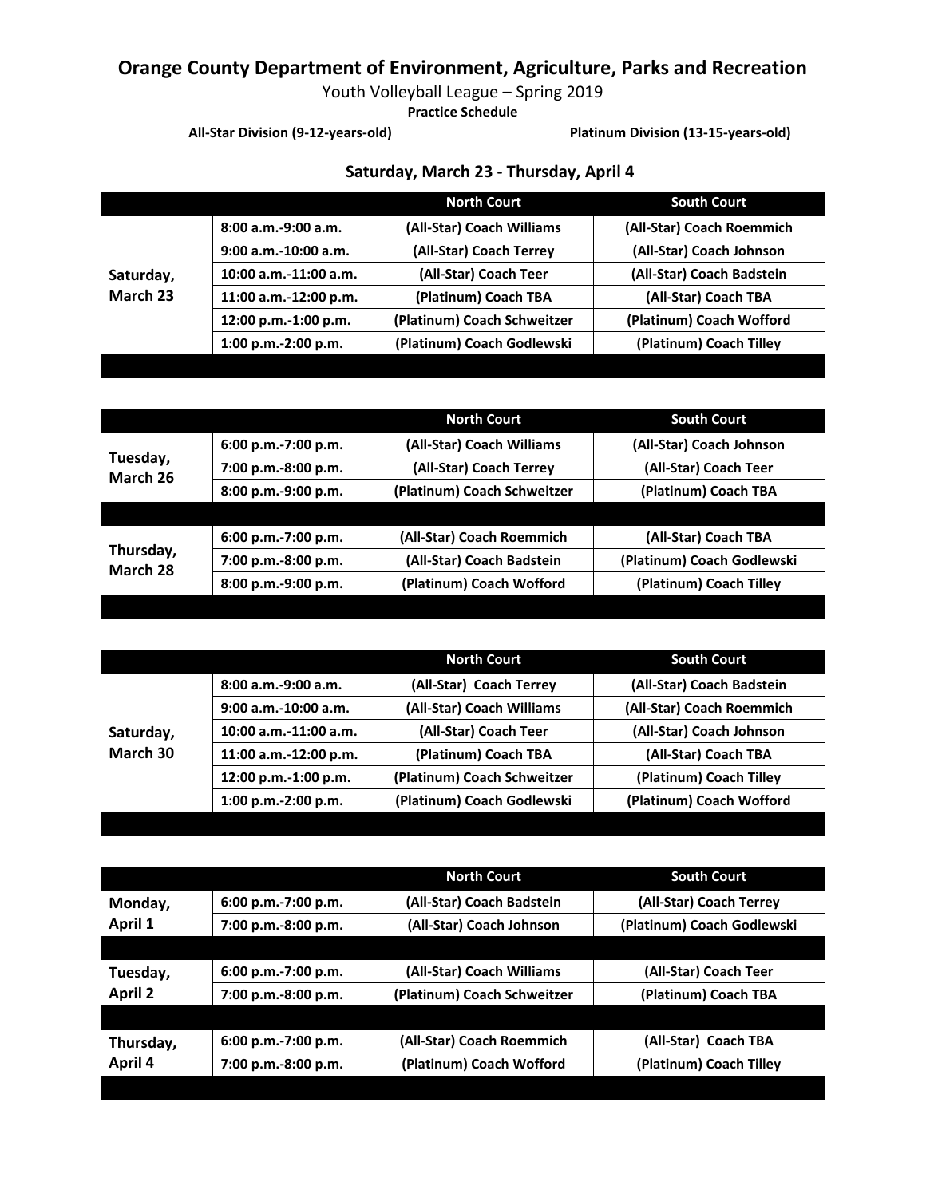# Orange County Department of Environment, Agriculture, Parks and Recreation

Youth Volleyball League – Spring 2019

**Practice Schedule**

**All-Star Division (9-12-years-old)** **Platinum Division (13-15-years-old)**

### Saturday, March 23 - Thursday, April 4

| | | North Court | South Court |
|---|---|---|---|
| **Saturday, March 23** | **8:00 a.m.-9:00 a.m.** | **(All-Star) Coach Williams** | **(All-Star) Coach Roemmich** |
| | **9:00 a.m.-10:00 a.m.** | **(All-Star) Coach Terrey** | **(All-Star) Coach Johnson** |
| | **10:00 a.m.-11:00 a.m.** | **(All-Star) Coach Teer** | **(All-Star) Coach Badstein** |
| | **11:00 a.m.-12:00 p.m.** | **(Platinum) Coach TBA** | **(All-Star) Coach TBA** |
| | **12:00 p.m.-1:00 p.m.** | **(Platinum) Coach Schweitzer** | **(Platinum) Coach Wofford** |
| | **1:00 p.m.-2:00 p.m.** | **(Platinum) Coach Godlewski** | **(Platinum) Coach Tilley** |

| | | North Court | South Court |
|---|---|---|---|
| **Tuesday, March 26** | **6:00 p.m.-7:00 p.m.** | **(All-Star) Coach Williams** | **(All-Star) Coach Johnson** |
| | **7:00 p.m.-8:00 p.m.** | **(All-Star) Coach Terrey** | **(All-Star) Coach Teer** |
| | **8:00 p.m.-9:00 p.m.** | **(Platinum) Coach Schweitzer** | **(Platinum) Coach TBA** |
| **Thursday, March 28** | **6:00 p.m.-7:00 p.m.** | **(All-Star) Coach Roemmich** | **(All-Star) Coach TBA** |
| | **7:00 p.m.-8:00 p.m.** | **(All-Star) Coach Badstein** | **(Platinum) Coach Godlewski** |
| | **8:00 p.m.-9:00 p.m.** | **(Platinum) Coach Wofford** | **(Platinum) Coach Tilley** |

| | | North Court | South Court |
|---|---|---|---|
| **Saturday, March 30** | **8:00 a.m.-9:00 a.m.** | **(All-Star) Coach Terrey** | **(All-Star) Coach Badstein** |
| | **9:00 a.m.-10:00 a.m.** | **(All-Star) Coach Williams** | **(All-Star) Coach Roemmich** |
| | **10:00 a.m.-11:00 a.m.** | **(All-Star) Coach Teer** | **(All-Star) Coach Johnson** |
| | **11:00 a.m.-12:00 p.m.** | **(Platinum) Coach TBA** | **(All-Star) Coach TBA** |
| | **12:00 p.m.-1:00 p.m.** | **(Platinum) Coach Schweitzer** | **(Platinum) Coach Tilley** |
| | **1:00 p.m.-2:00 p.m.** | **(Platinum) Coach Godlewski** | **(Platinum) Coach Wofford** |

| | | North Court | South Court |
|---|---|---|---|
| **Monday, April 1** | **6:00 p.m.-7:00 p.m.** | **(All-Star) Coach Badstein** | **(All-Star) Coach Terrey** |
| | **7:00 p.m.-8:00 p.m.** | **(All-Star) Coach Johnson** | **(Platinum) Coach Godlewski** |
| **Tuesday, April 2** | **6:00 p.m.-7:00 p.m.** | **(All-Star) Coach Williams** | **(All-Star) Coach Teer** |
| | **7:00 p.m.-8:00 p.m.** | **(Platinum) Coach Schweitzer** | **(Platinum) Coach TBA** |
| **Thursday, April 4** | **6:00 p.m.-7:00 p.m.** | **(All-Star) Coach Roemmich** | **(All-Star) Coach TBA** |
| | **7:00 p.m.-8:00 p.m.** | **(Platinum) Coach Wofford** | **(Platinum) Coach Tilley** |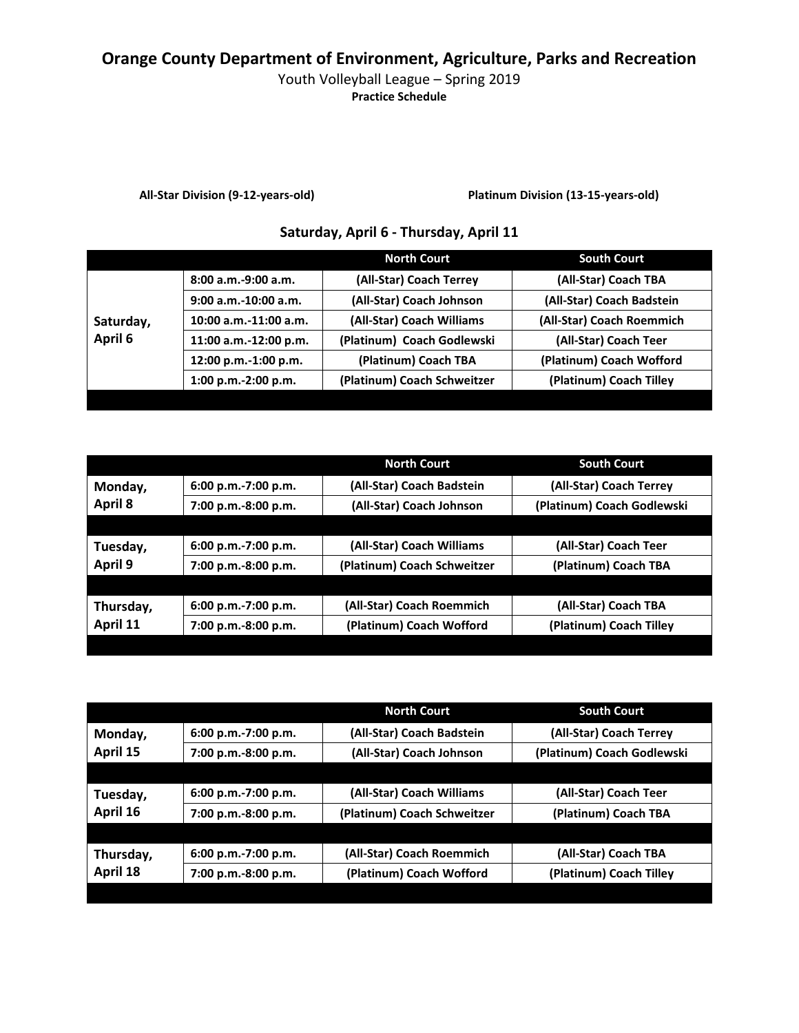# Orange County Department of Environment, Agriculture, Parks and Recreation

Youth Volleyball League – Spring 2019

**Practice Schedule**

**All-Star Division (9-12-years-old)** **Platinum Division (13-15-years-old)**

## Saturday, April 6 - Thursday, April 11

| | | North Court | South Court |
|---|---|---|---|
| **Saturday, April 6** | 8:00 a.m.-9:00 a.m. | (All-Star) Coach Terrey | (All-Star) Coach TBA |
| | 9:00 a.m.-10:00 a.m. | (All-Star) Coach Johnson | (All-Star) Coach Badstein |
| | 10:00 a.m.-11:00 a.m. | (All-Star) Coach Williams | (All-Star) Coach Roemmich |
| | 11:00 a.m.-12:00 p.m. | (Platinum) Coach Godlewski | (All-Star) Coach Teer |
| | 12:00 p.m.-1:00 p.m. | (Platinum) Coach TBA | (Platinum) Coach Wofford |
| | 1:00 p.m.-2:00 p.m. | (Platinum) Coach Schweitzer | (Platinum) Coach Tilley |

| | | North Court | South Court |
|---|---|---|---|
| **Monday, April 8** | 6:00 p.m.-7:00 p.m. | (All-Star) Coach Badstein | (All-Star) Coach Terrey |
| | 7:00 p.m.-8:00 p.m. | (All-Star) Coach Johnson | (Platinum) Coach Godlewski |
| **Tuesday, April 9** | 6:00 p.m.-7:00 p.m. | (All-Star) Coach Williams | (All-Star) Coach Teer |
| | 7:00 p.m.-8:00 p.m. | (Platinum) Coach Schweitzer | (Platinum) Coach TBA |
| **Thursday, April 11** | 6:00 p.m.-7:00 p.m. | (All-Star) Coach Roemmich | (All-Star) Coach TBA |
| | 7:00 p.m.-8:00 p.m. | (Platinum) Coach Wofford | (Platinum) Coach Tilley |

| | | North Court | South Court |
|---|---|---|---|
| **Monday, April 15** | 6:00 p.m.-7:00 p.m. | (All-Star) Coach Badstein | (All-Star) Coach Terrey |
| | 7:00 p.m.-8:00 p.m. | (All-Star) Coach Johnson | (Platinum) Coach Godlewski |
| **Tuesday, April 16** | 6:00 p.m.-7:00 p.m. | (All-Star) Coach Williams | (All-Star) Coach Teer |
| | 7:00 p.m.-8:00 p.m. | (Platinum) Coach Schweitzer | (Platinum) Coach TBA |
| **Thursday, April 18** | 6:00 p.m.-7:00 p.m. | (All-Star) Coach Roemmich | (All-Star) Coach TBA |
| | 7:00 p.m.-8:00 p.m. | (Platinum) Coach Wofford | (Platinum) Coach Tilley |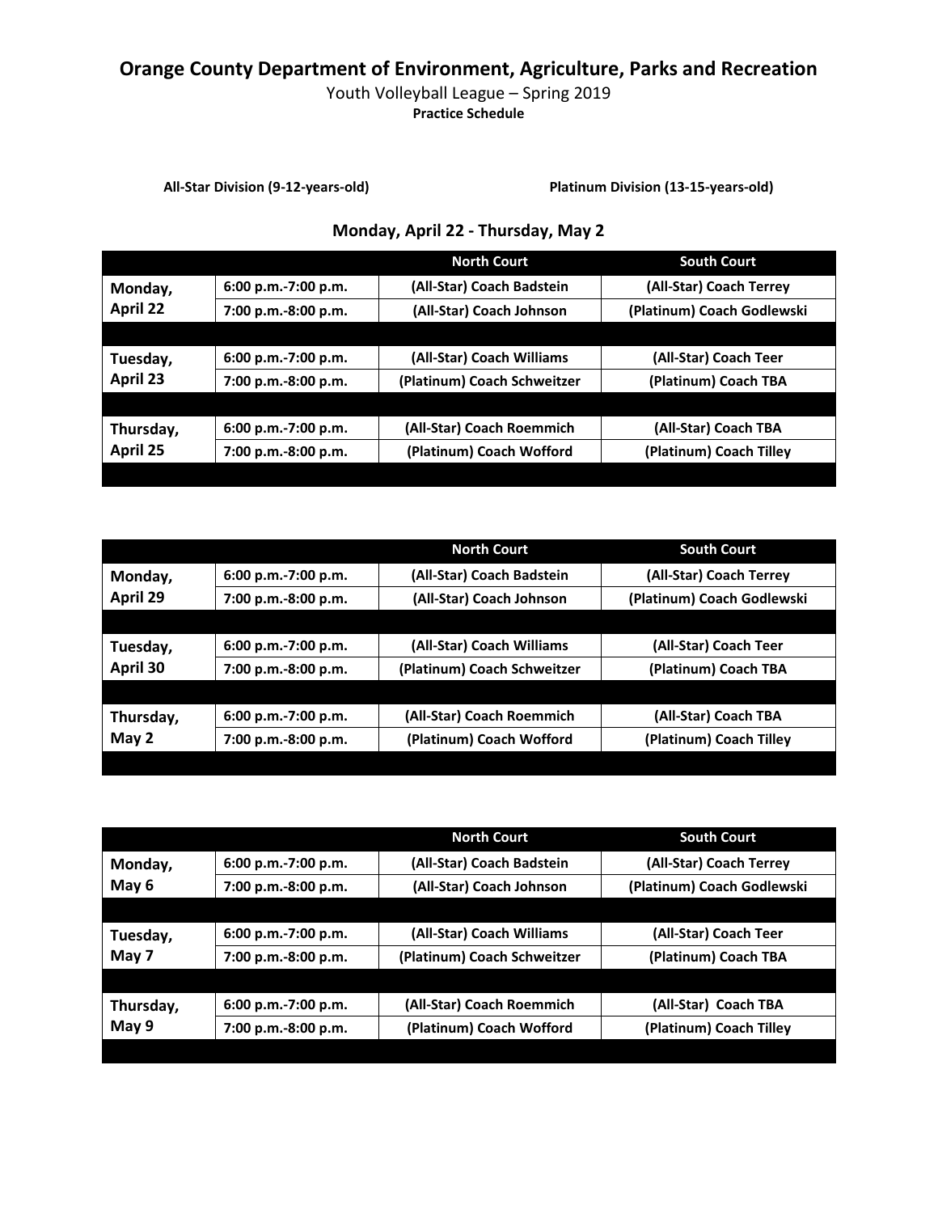# Orange County Department of Environment, Agriculture, Parks and Recreation

Youth Volleyball League – Spring 2019

**Practice Schedule**

**All-Star Division (9-12-years-old)**

**Platinum Division (13-15-years-old)**

## Monday, April 22 - Thursday, May 2

| | | North Court | South Court |
|---|---|---|---|
| **Monday, April 22** | 6:00 p.m.-7:00 p.m. | (All-Star) Coach Badstein | (All-Star) Coach Terrey |
| | 7:00 p.m.-8:00 p.m. | (All-Star) Coach Johnson | (Platinum) Coach Godlewski |
| **Tuesday, April 23** | 6:00 p.m.-7:00 p.m. | (All-Star) Coach Williams | (All-Star) Coach Teer |
| | 7:00 p.m.-8:00 p.m. | (Platinum) Coach Schweitzer | (Platinum) Coach TBA |
| **Thursday, April 25** | 6:00 p.m.-7:00 p.m. | (All-Star) Coach Roemmich | (All-Star) Coach TBA |
| | 7:00 p.m.-8:00 p.m. | (Platinum) Coach Wofford | (Platinum) Coach Tilley |

| | | North Court | South Court |
|---|---|---|---|
| **Monday, April 29** | 6:00 p.m.-7:00 p.m. | (All-Star) Coach Badstein | (All-Star) Coach Terrey |
| | 7:00 p.m.-8:00 p.m. | (All-Star) Coach Johnson | (Platinum) Coach Godlewski |
| **Tuesday, April 30** | 6:00 p.m.-7:00 p.m. | (All-Star) Coach Williams | (All-Star) Coach Teer |
| | 7:00 p.m.-8:00 p.m. | (Platinum) Coach Schweitzer | (Platinum) Coach TBA |
| **Thursday, May 2** | 6:00 p.m.-7:00 p.m. | (All-Star) Coach Roemmich | (All-Star) Coach TBA |
| | 7:00 p.m.-8:00 p.m. | (Platinum) Coach Wofford | (Platinum) Coach Tilley |

| | | North Court | South Court |
|---|---|---|---|
| **Monday, May 6** | 6:00 p.m.-7:00 p.m. | (All-Star) Coach Badstein | (All-Star) Coach Terrey |
| | 7:00 p.m.-8:00 p.m. | (All-Star) Coach Johnson | (Platinum) Coach Godlewski |
| **Tuesday, May 7** | 6:00 p.m.-7:00 p.m. | (All-Star) Coach Williams | (All-Star) Coach Teer |
| | 7:00 p.m.-8:00 p.m. | (Platinum) Coach Schweitzer | (Platinum) Coach TBA |
| **Thursday, May 9** | 6:00 p.m.-7:00 p.m. | (All-Star) Coach Roemmich | (All-Star) Coach TBA |
| | 7:00 p.m.-8:00 p.m. | (Platinum) Coach Wofford | (Platinum) Coach Tilley |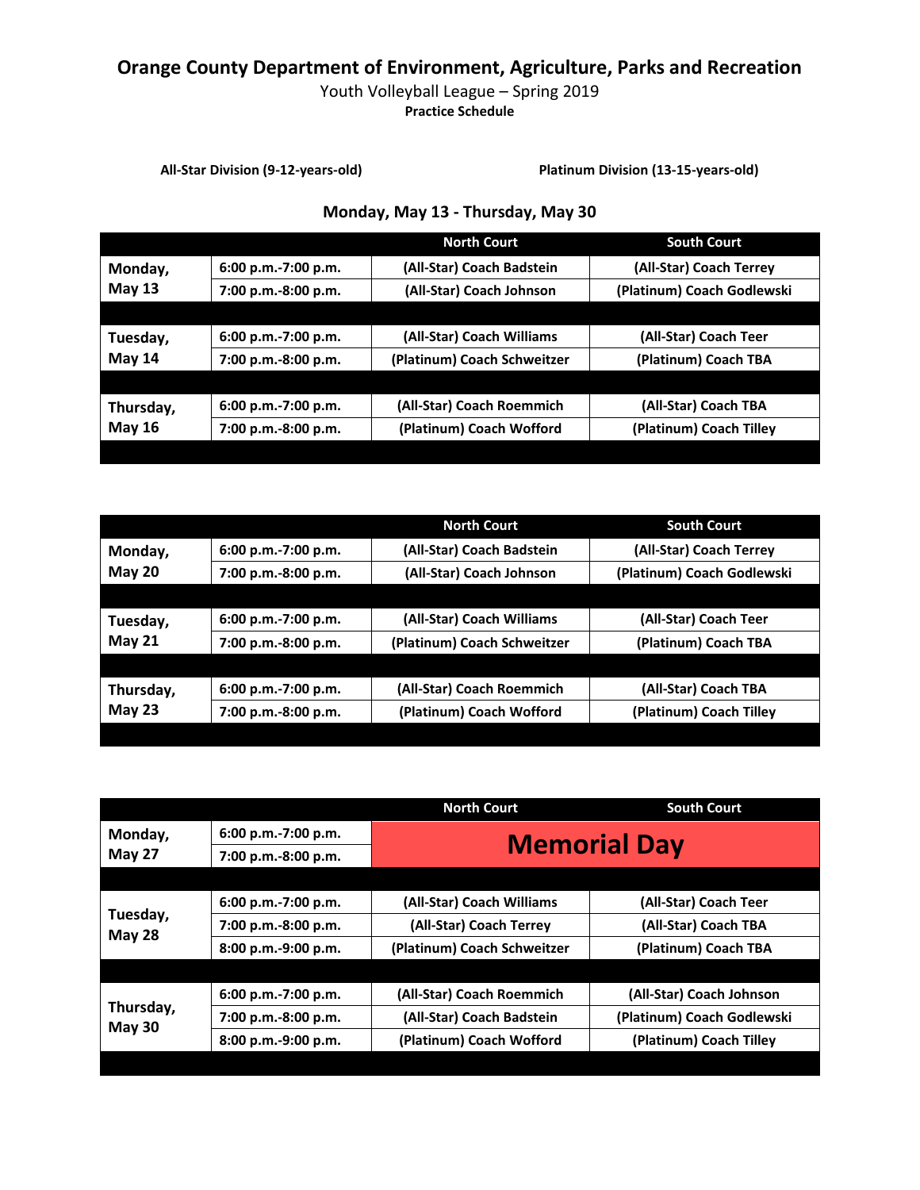# Orange County Department of Environment, Agriculture, Parks and Recreation

Youth Volleyball League – Spring 2019

**Practice Schedule**

**All-Star Division (9-12-years-old)**

**Platinum Division (13-15-years-old)**

## Monday, May 13 - Thursday, May 30

| | | North Court | South Court |
|---|---|---|---|
| Monday, May 13 | 6:00 p.m.-7:00 p.m. | (All-Star) Coach Badstein | (All-Star) Coach Terrey |
| | 7:00 p.m.-8:00 p.m. | (All-Star) Coach Johnson | (Platinum) Coach Godlewski |
| Tuesday, May 14 | 6:00 p.m.-7:00 p.m. | (All-Star) Coach Williams | (All-Star) Coach Teer |
| | 7:00 p.m.-8:00 p.m. | (Platinum) Coach Schweitzer | (Platinum) Coach TBA |
| Thursday, May 16 | 6:00 p.m.-7:00 p.m. | (All-Star) Coach Roemmich | (All-Star) Coach TBA |
| | 7:00 p.m.-8:00 p.m. | (Platinum) Coach Wofford | (Platinum) Coach Tilley |

| | | North Court | South Court |
|---|---|---|---|
| Monday, May 20 | 6:00 p.m.-7:00 p.m. | (All-Star) Coach Badstein | (All-Star) Coach Terrey |
| | 7:00 p.m.-8:00 p.m. | (All-Star) Coach Johnson | (Platinum) Coach Godlewski |
| Tuesday, May 21 | 6:00 p.m.-7:00 p.m. | (All-Star) Coach Williams | (All-Star) Coach Teer |
| | 7:00 p.m.-8:00 p.m. | (Platinum) Coach Schweitzer | (Platinum) Coach TBA |
| Thursday, May 23 | 6:00 p.m.-7:00 p.m. | (All-Star) Coach Roemmich | (All-Star) Coach TBA |
| | 7:00 p.m.-8:00 p.m. | (Platinum) Coach Wofford | (Platinum) Coach Tilley |

| | | North Court | South Court |
|---|---|---|---|
| Monday, May 27 | 6:00 p.m.-7:00 p.m. | Memorial Day | |
| | 7:00 p.m.-8:00 p.m. | | |
| Tuesday, May 28 | 6:00 p.m.-7:00 p.m. | (All-Star) Coach Williams | (All-Star) Coach Teer |
| | 7:00 p.m.-8:00 p.m. | (All-Star) Coach Terrey | (All-Star) Coach TBA |
| | 8:00 p.m.-9:00 p.m. | (Platinum) Coach Schweitzer | (Platinum) Coach TBA |
| Thursday, May 30 | 6:00 p.m.-7:00 p.m. | (All-Star) Coach Roemmich | (All-Star) Coach Johnson |
| | 7:00 p.m.-8:00 p.m. | (All-Star) Coach Badstein | (Platinum) Coach Godlewski |
| | 8:00 p.m.-9:00 p.m. | (Platinum) Coach Wofford | (Platinum) Coach Tilley |